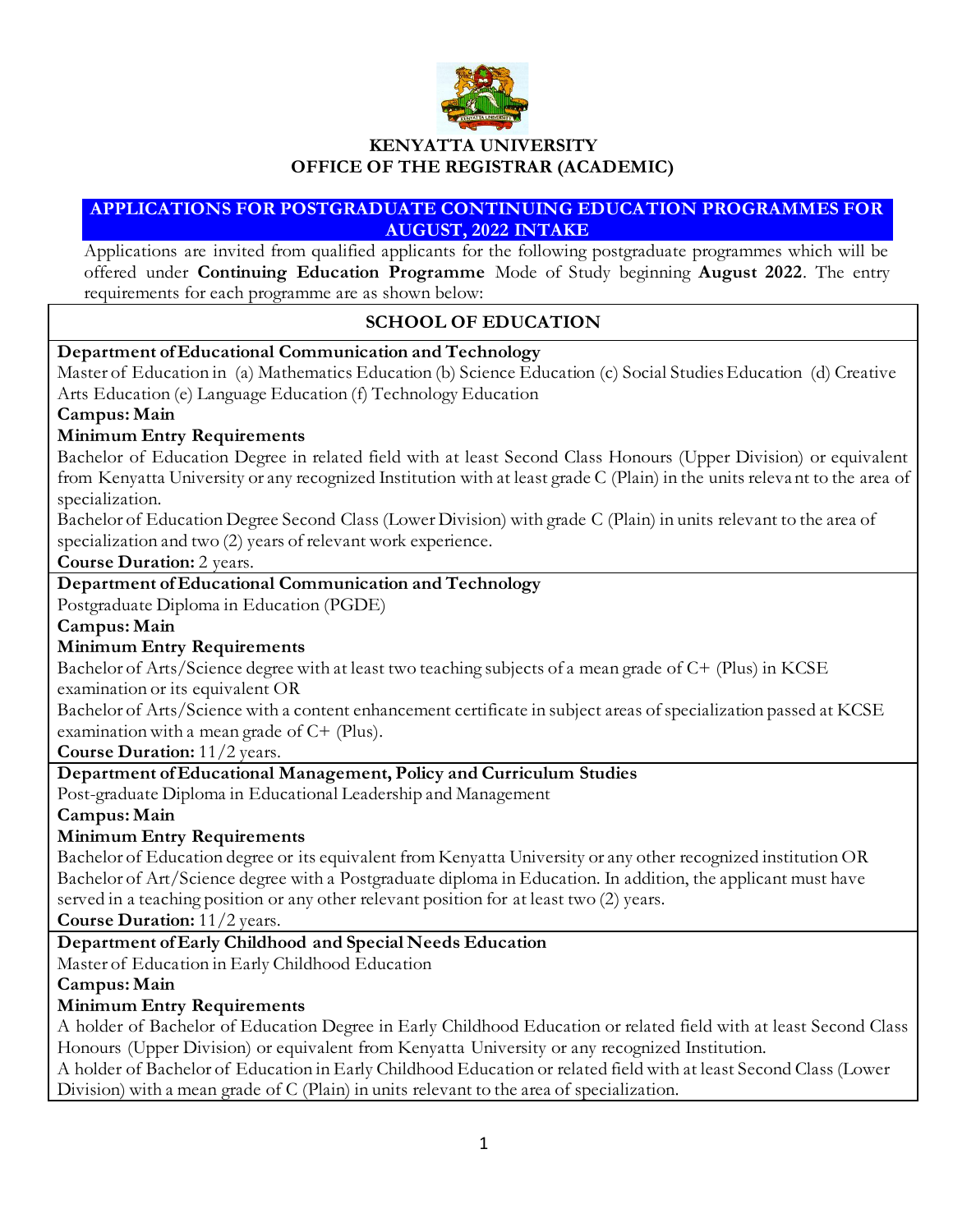**KENYATTA UNIVERSITY**
**OFFICE OF THE REGISTRAR (ACADEMIC)**

## APPLICATIONS FOR POSTGRADUATE CONTINUING EDUCATION PROGRAMMES FOR AUGUST, 2022 INTAKE

Applications are invited from qualified applicants for the following postgraduate programmes which will be offered under **Continuing Education Programme** Mode of Study beginning **August 2022**. The entry requirements for each programme are as shown below:

### SCHOOL OF EDUCATION

**Department of Educational Communication and Technology**

Master of Education in (a) Mathematics Education (b) Science Education (c) Social Studies Education (d) Creative Arts Education (e) Language Education (f) Technology Education

**Campus: Main**

**Minimum Entry Requirements**

Bachelor of Education Degree in related field with at least Second Class Honours (Upper Division) or equivalent from Kenyatta University or any recognized Institution with at least grade C (Plain) in the units relevant to the area of specialization.

Bachelor of Education Degree Second Class (Lower Division) with grade C (Plain) in units relevant to the area of specialization and two (2) years of relevant work experience.

**Course Duration:** 2 years.

**Department of Educational Communication and Technology**

Postgraduate Diploma in Education (PGDE)

**Campus: Main**

**Minimum Entry Requirements**

Bachelor of Arts/Science degree with at least two teaching subjects of a mean grade of C+ (Plus) in KCSE examination or its equivalent OR

Bachelor of Arts/Science with a content enhancement certificate in subject areas of specialization passed at KCSE examination with a mean grade of C+ (Plus).

**Course Duration:** 11/2 years.

**Department of Educational Management, Policy and Curriculum Studies**

Post-graduate Diploma in Educational Leadership and Management

**Campus: Main**

**Minimum Entry Requirements**

Bachelor of Education degree or its equivalent from Kenyatta University or any other recognized institution OR Bachelor of Art/Science degree with a Postgraduate diploma in Education. In addition, the applicant must have served in a teaching position or any other relevant position for at least two (2) years.

**Course Duration:** 11/2 years.

**Department of Early Childhood and Special Needs Education**

Master of Education in Early Childhood Education

**Campus: Main**

**Minimum Entry Requirements**

A holder of Bachelor of Education Degree in Early Childhood Education or related field with at least Second Class Honours (Upper Division) or equivalent from Kenyatta University or any recognized Institution.

A holder of Bachelor of Education in Early Childhood Education or related field with at least Second Class (Lower Division) with a mean grade of C (Plain) in units relevant to the area of specialization.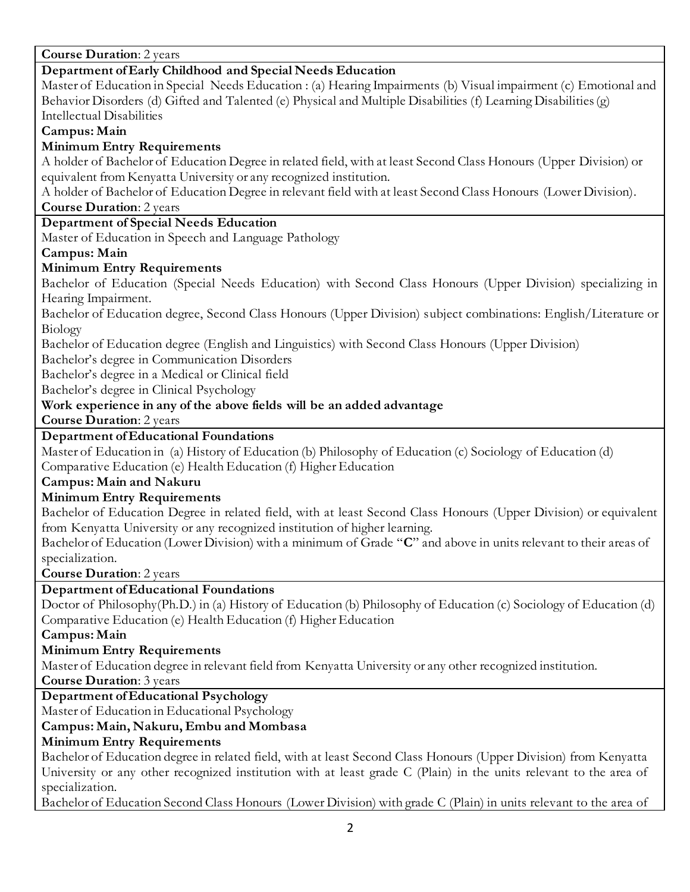**Course Duration**: 2 years

**Department of Early Childhood and Special Needs Education**

Master of Education in Special Needs Education : (a) Hearing Impairments (b) Visual impairment (c) Emotional and Behavior Disorders (d) Gifted and Talented (e) Physical and Multiple Disabilities (f) Learning Disabilities (g) Intellectual Disabilities

**Campus: Main**

**Minimum Entry Requirements**

A holder of Bachelor of Education Degree in related field, with at least Second Class Honours (Upper Division) or equivalent from Kenyatta University or any recognized institution.

A holder of Bachelor of Education Degree in relevant field with at least Second Class Honours (Lower Division).

**Course Duration**: 2 years

**Department of Special Needs Education**

Master of Education in Speech and Language Pathology

**Campus: Main**

**Minimum Entry Requirements**

Bachelor of Education (Special Needs Education) with Second Class Honours (Upper Division) specializing in Hearing Impairment.

Bachelor of Education degree, Second Class Honours (Upper Division) subject combinations: English/Literature or Biology

Bachelor of Education degree (English and Linguistics) with Second Class Honours (Upper Division)

Bachelor's degree in Communication Disorders

Bachelor's degree in a Medical or Clinical field

Bachelor's degree in Clinical Psychology

**Work experience in any of the above fields will be an added advantage**

**Course Duration**: 2 years

**Department of Educational Foundations**

Master of Education in (a) History of Education (b) Philosophy of Education (c) Sociology of Education (d) Comparative Education (e) Health Education (f) Higher Education

**Campus: Main and Nakuru**

**Minimum Entry Requirements**

Bachelor of Education Degree in related field, with at least Second Class Honours (Upper Division) or equivalent from Kenyatta University or any recognized institution of higher learning.

Bachelor of Education (Lower Division) with a minimum of Grade "**C**" and above in units relevant to their areas of specialization.

**Course Duration**: 2 years

**Department of Educational Foundations**

Doctor of Philosophy(Ph.D.) in (a) History of Education (b) Philosophy of Education (c) Sociology of Education (d) Comparative Education (e) Health Education (f) Higher Education

**Campus: Main**

**Minimum Entry Requirements**

Master of Education degree in relevant field from Kenyatta University or any other recognized institution.

**Course Duration**: 3 years

**Department of Educational Psychology**

Master of Education in Educational Psychology

**Campus: Main, Nakuru, Embu and Mombasa**

**Minimum Entry Requirements**

Bachelor of Education degree in related field, with at least Second Class Honours (Upper Division) from Kenyatta University or any other recognized institution with at least grade C (Plain) in the units relevant to the area of specialization.

Bachelor of Education Second Class Honours (Lower Division) with grade C (Plain) in units relevant to the area of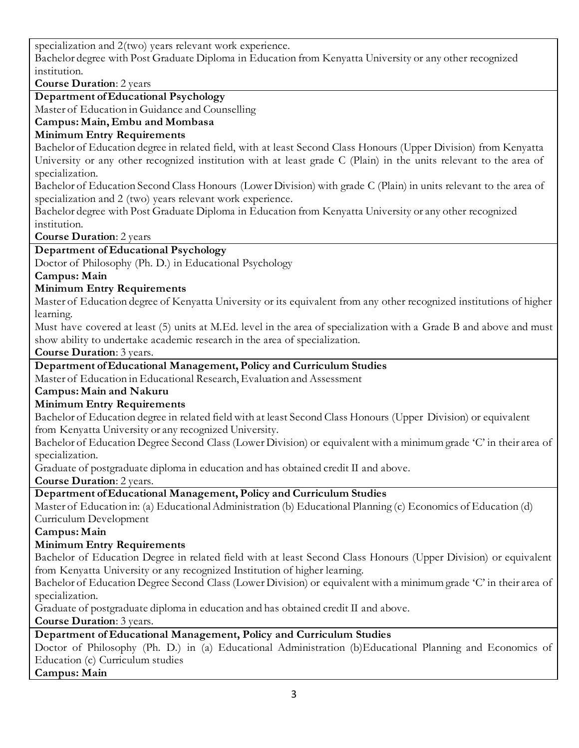specialization and 2(two) years relevant work experience.

Bachelor degree with Post Graduate Diploma in Education from Kenyatta University or any other recognized institution.

**Course Duration**: 2 years

**Department of Educational Psychology**

Master of Education in Guidance and Counselling

**Campus: Main, Embu and Mombasa**

**Minimum Entry Requirements**

Bachelor of Education degree in related field, with at least Second Class Honours (Upper Division) from Kenyatta University or any other recognized institution with at least grade C (Plain) in the units relevant to the area of specialization.

Bachelor of Education Second Class Honours (Lower Division) with grade C (Plain) in units relevant to the area of specialization and 2 (two) years relevant work experience.

Bachelor degree with Post Graduate Diploma in Education from Kenyatta University or any other recognized institution.

**Course Duration**: 2 years

**Department of Educational Psychology**

Doctor of Philosophy (Ph. D.) in Educational Psychology

**Campus: Main**

**Minimum Entry Requirements**

Master of Education degree of Kenyatta University or its equivalent from any other recognized institutions of higher learning.

Must have covered at least (5) units at M.Ed. level in the area of specialization with a Grade B and above and must show ability to undertake academic research in the area of specialization.

**Course Duration**: 3 years.

**Department of Educational Management, Policy and Curriculum Studies**

Master of Education in Educational Research, Evaluation and Assessment

**Campus: Main and Nakuru**

**Minimum Entry Requirements**

Bachelor of Education degree in related field with at least Second Class Honours (Upper Division) or equivalent from Kenyatta University or any recognized University.

Bachelor of Education Degree Second Class (Lower Division) or equivalent with a minimum grade 'C' in their area of specialization.

Graduate of postgraduate diploma in education and has obtained credit II and above.

**Course Duration**: 2 years.

**Department of Educational Management, Policy and Curriculum Studies**

Master of Education in: (a) Educational Administration (b) Educational Planning (c) Economics of Education (d) Curriculum Development

**Campus: Main**

**Minimum Entry Requirements**

Bachelor of Education Degree in related field with at least Second Class Honours (Upper Division) or equivalent from Kenyatta University or any recognized Institution of higher learning.

Bachelor of Education Degree Second Class (Lower Division) or equivalent with a minimum grade 'C' in their area of specialization.

Graduate of postgraduate diploma in education and has obtained credit II and above.

**Course Duration**: 3 years.

**Department of Educational Management, Policy and Curriculum Studies**

Doctor of Philosophy (Ph. D.) in (a) Educational Administration (b)Educational Planning and Economics of Education (c) Curriculum studies

**Campus: Main**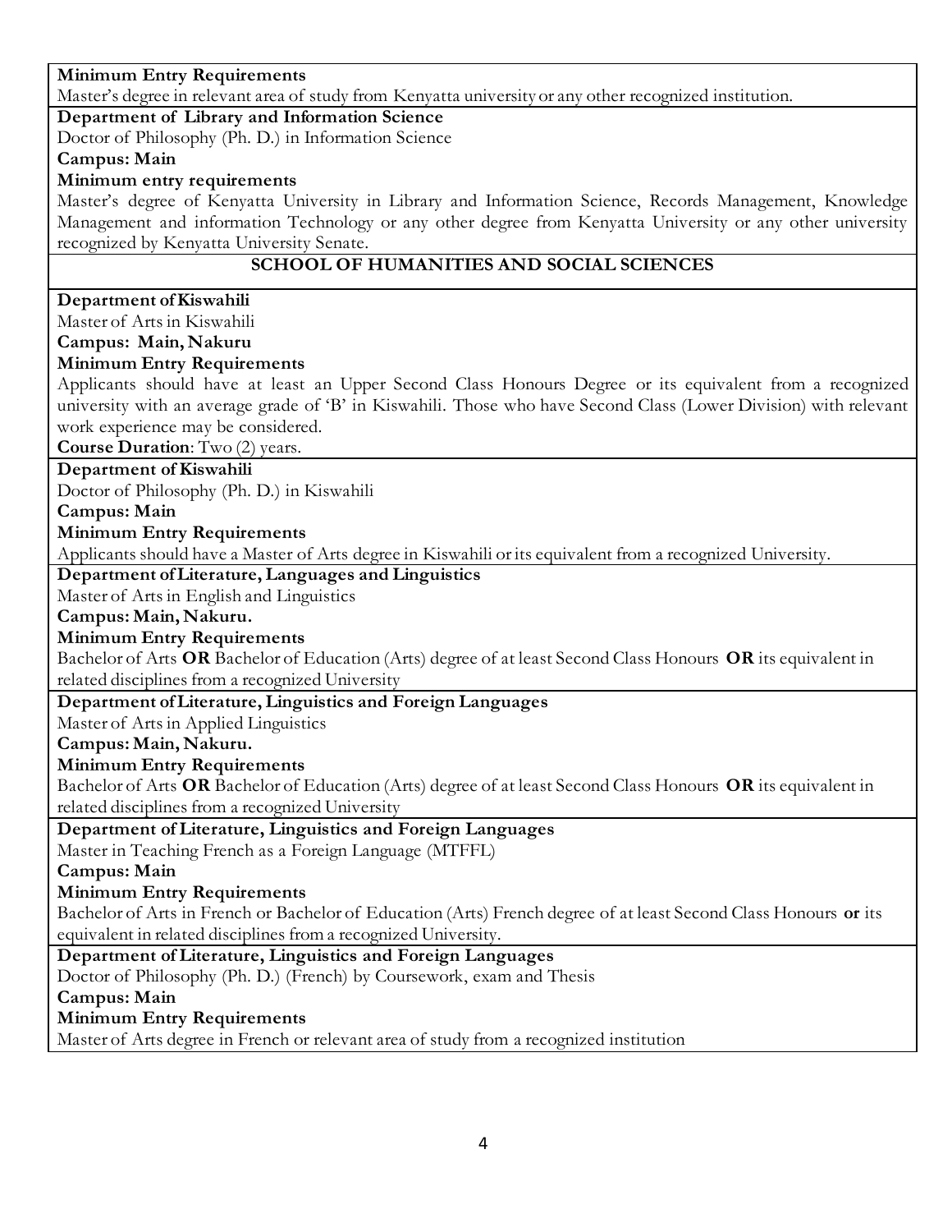**Minimum Entry Requirements**

Master's degree in relevant area of study from Kenyatta university or any other recognized institution.

**Department of Library and Information Science**

Doctor of Philosophy (Ph. D.) in Information Science

**Campus: Main**

**Minimum entry requirements**

Master's degree of Kenyatta University in Library and Information Science, Records Management, Knowledge Management and information Technology or any other degree from Kenyatta University or any other university recognized by Kenyatta University Senate.

## SCHOOL OF HUMANITIES AND SOCIAL SCIENCES

**Department of Kiswahili**

Master of Arts in Kiswahili

**Campus: Main, Nakuru**

**Minimum Entry Requirements**

Applicants should have at least an Upper Second Class Honours Degree or its equivalent from a recognized university with an average grade of 'B' in Kiswahili. Those who have Second Class (Lower Division) with relevant work experience may be considered.

**Course Duration**: Two (2) years.

**Department of Kiswahili**

Doctor of Philosophy (Ph. D.) in Kiswahili

**Campus: Main**

**Minimum Entry Requirements**

Applicants should have a Master of Arts degree in Kiswahili or its equivalent from a recognized University.

**Department of Literature, Languages and Linguistics**

Master of Arts in English and Linguistics

**Campus: Main, Nakuru.**

**Minimum Entry Requirements**

Bachelor of Arts **OR** Bachelor of Education (Arts) degree of at least Second Class Honours **OR** its equivalent in related disciplines from a recognized University

**Department of Literature, Linguistics and Foreign Languages**

Master of Arts in Applied Linguistics

**Campus: Main, Nakuru.**

**Minimum Entry Requirements**

Bachelor of Arts **OR** Bachelor of Education (Arts) degree of at least Second Class Honours **OR** its equivalent in related disciplines from a recognized University

**Department of Literature, Linguistics and Foreign Languages**

Master in Teaching French as a Foreign Language (MTFFL)

**Campus: Main**

**Minimum Entry Requirements**

Bachelor of Arts in French or Bachelor of Education (Arts) French degree of at least Second Class Honours **or** its equivalent in related disciplines from a recognized University.

**Department of Literature, Linguistics and Foreign Languages**

Doctor of Philosophy (Ph. D.) (French) by Coursework, exam and Thesis

**Campus: Main**

**Minimum Entry Requirements**

Master of Arts degree in French or relevant area of study from a recognized institution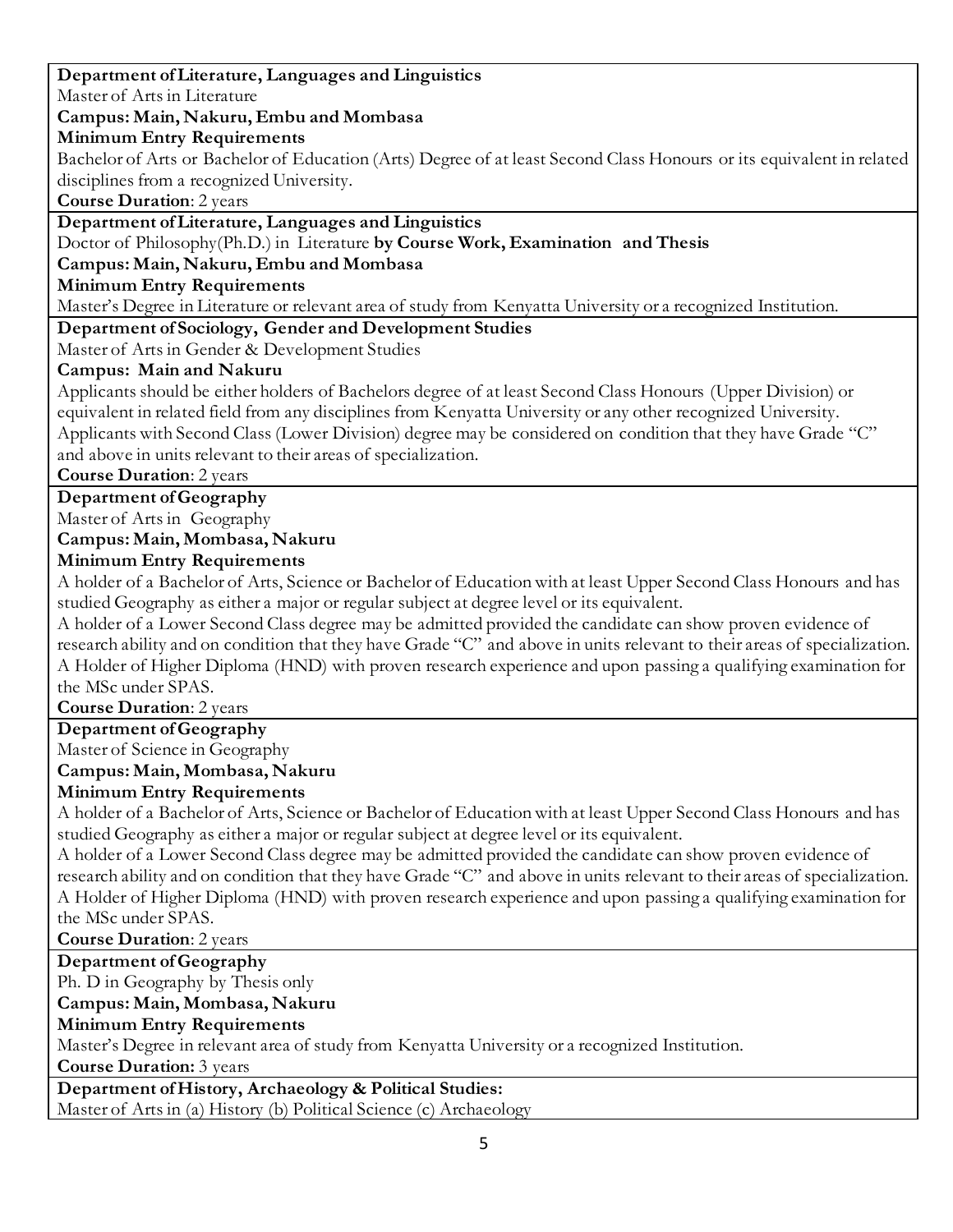**Department of Literature, Languages and Linguistics**
Master of Arts in Literature
**Campus: Main, Nakuru, Embu and Mombasa**
**Minimum Entry Requirements**
Bachelor of Arts or Bachelor of Education (Arts) Degree of at least Second Class Honours or its equivalent in related disciplines from a recognized University.
**Course Duration**: 2 years

**Department of Literature, Languages and Linguistics**
Doctor of Philosophy(Ph.D.) in Literature **by Course Work, Examination and Thesis**
**Campus: Main, Nakuru, Embu and Mombasa**
**Minimum Entry Requirements**
Master's Degree in Literature or relevant area of study from Kenyatta University or a recognized Institution.

**Department of Sociology, Gender and Development Studies**
Master of Arts in Gender & Development Studies
**Campus: Main and Nakuru**
Applicants should be either holders of Bachelors degree of at least Second Class Honours (Upper Division) or equivalent in related field from any disciplines from Kenyatta University or any other recognized University. Applicants with Second Class (Lower Division) degree may be considered on condition that they have Grade "C" and above in units relevant to their areas of specialization.
**Course Duration**: 2 years

**Department of Geography**
Master of Arts in Geography
**Campus: Main, Mombasa, Nakuru**
**Minimum Entry Requirements**
A holder of a Bachelor of Arts, Science or Bachelor of Education with at least Upper Second Class Honours and has studied Geography as either a major or regular subject at degree level or its equivalent.
A holder of a Lower Second Class degree may be admitted provided the candidate can show proven evidence of research ability and on condition that they have Grade "C" and above in units relevant to their areas of specialization.
A Holder of Higher Diploma (HND) with proven research experience and upon passing a qualifying examination for the MSc under SPAS.
**Course Duration**: 2 years

**Department of Geography**
Master of Science in Geography
**Campus: Main, Mombasa, Nakuru**
**Minimum Entry Requirements**
A holder of a Bachelor of Arts, Science or Bachelor of Education with at least Upper Second Class Honours and has studied Geography as either a major or regular subject at degree level or its equivalent.
A holder of a Lower Second Class degree may be admitted provided the candidate can show proven evidence of research ability and on condition that they have Grade "C" and above in units relevant to their areas of specialization.
A Holder of Higher Diploma (HND) with proven research experience and upon passing a qualifying examination for the MSc under SPAS.
**Course Duration**: 2 years

**Department of Geography**
Ph. D in Geography by Thesis only
**Campus: Main, Mombasa, Nakuru**
**Minimum Entry Requirements**
Master's Degree in relevant area of study from Kenyatta University or a recognized Institution.
**Course Duration:** 3 years

**Department of History, Archaeology & Political Studies:**
Master of Arts in (a) History (b) Political Science (c) Archaeology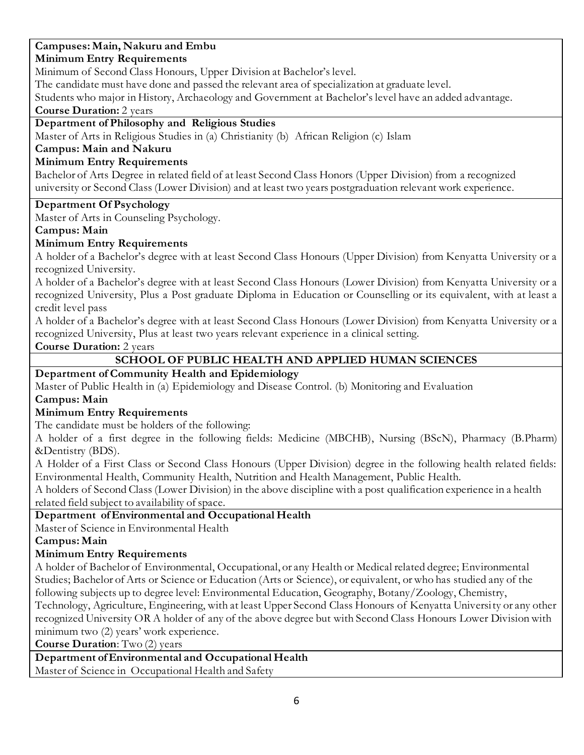**Campuses: Main, Nakuru and Embu**

**Minimum Entry Requirements**

Minimum of Second Class Honours, Upper Division at Bachelor's level.

The candidate must have done and passed the relevant area of specialization at graduate level.

Students who major in History, Archaeology and Government at Bachelor's level have an added advantage.

**Course Duration:** 2 years

**Department of Philosophy and Religious Studies**

Master of Arts in Religious Studies in (a) Christianity (b) African Religion (c) Islam

**Campus: Main and Nakuru**

**Minimum Entry Requirements**

Bachelor of Arts Degree in related field of at least Second Class Honors (Upper Division) from a recognized university or Second Class (Lower Division) and at least two years postgraduation relevant work experience.

**Department Of Psychology**

Master of Arts in Counseling Psychology.

**Campus: Main**

**Minimum Entry Requirements**

A holder of a Bachelor's degree with at least Second Class Honours (Upper Division) from Kenyatta University or a recognized University.

A holder of a Bachelor's degree with at least Second Class Honours (Lower Division) from Kenyatta University or a recognized University, Plus a Post graduate Diploma in Education or Counselling or its equivalent, with at least a credit level pass

A holder of a Bachelor's degree with at least Second Class Honours (Lower Division) from Kenyatta University or a recognized University, Plus at least two years relevant experience in a clinical setting.

**Course Duration:** 2 years

## SCHOOL OF PUBLIC HEALTH AND APPLIED HUMAN SCIENCES

**Department of Community Health and Epidemiology**

Master of Public Health in (a) Epidemiology and Disease Control. (b) Monitoring and Evaluation

**Campus: Main**

**Minimum Entry Requirements**

The candidate must be holders of the following:

A holder of a first degree in the following fields: Medicine (MBCHB), Nursing (BScN), Pharmacy (B.Pharm) &Dentistry (BDS).

A Holder of a First Class or Second Class Honours (Upper Division) degree in the following health related fields: Environmental Health, Community Health, Nutrition and Health Management, Public Health.

A holders of Second Class (Lower Division) in the above discipline with a post qualification experience in a health related field subject to availability of space.

**Department of Environmental and Occupational Health**

Master of Science in Environmental Health

**Campus: Main**

**Minimum Entry Requirements**

A holder of Bachelor of Environmental, Occupational, or any Health or Medical related degree; Environmental Studies; Bachelor of Arts or Science or Education (Arts or Science), or equivalent, or who has studied any of the following subjects up to degree level: Environmental Education, Geography, Botany/Zoology, Chemistry, Technology, Agriculture, Engineering, with at least Upper Second Class Honours of Kenyatta University or any other recognized University OR A holder of any of the above degree but with Second Class Honours Lower Division with minimum two (2) years' work experience.

**Course Duration**: Two (2) years

**Department of Environmental and Occupational Health**

Master of Science in Occupational Health and Safety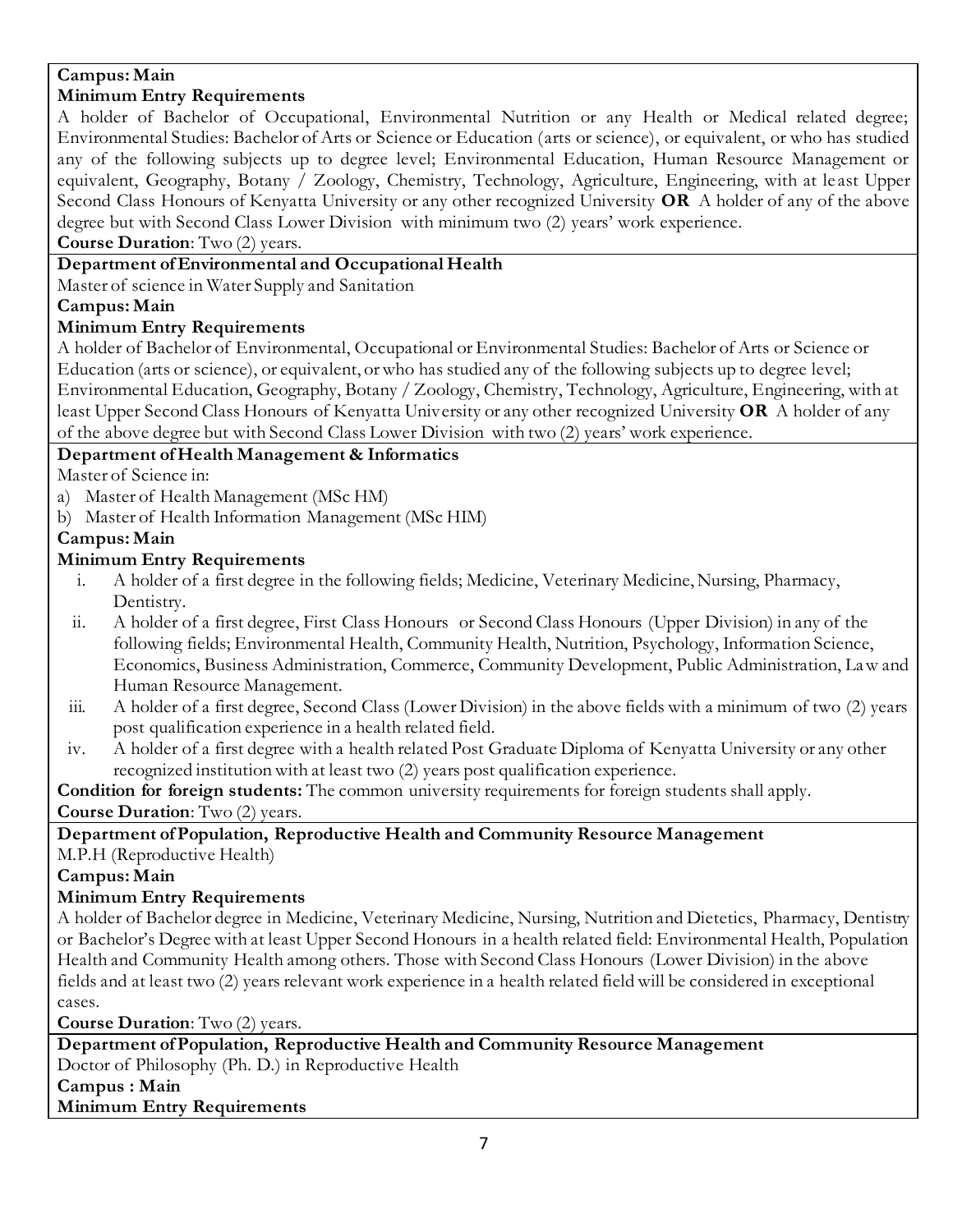**Campus: Main**

**Minimum Entry Requirements**

A holder of Bachelor of Occupational, Environmental Nutrition or any Health or Medical related degree; Environmental Studies: Bachelor of Arts or Science or Education (arts or science), or equivalent, or who has studied any of the following subjects up to degree level; Environmental Education, Human Resource Management or equivalent, Geography, Botany / Zoology, Chemistry, Technology, Agriculture, Engineering, with at least Upper Second Class Honours of Kenyatta University or any other recognized University **OR** A holder of any of the above degree but with Second Class Lower Division with minimum two (2) years' work experience.

**Course Duration**: Two (2) years.

**Department of Environmental and Occupational Health**

Master of science in Water Supply and Sanitation

**Campus: Main**

**Minimum Entry Requirements**

A holder of Bachelor of Environmental, Occupational or Environmental Studies: Bachelor of Arts or Science or Education (arts or science), or equivalent, or who has studied any of the following subjects up to degree level; Environmental Education, Geography, Botany / Zoology, Chemistry, Technology, Agriculture, Engineering, with at least Upper Second Class Honours of Kenyatta University or any other recognized University **OR** A holder of any of the above degree but with Second Class Lower Division with two (2) years' work experience.

**Department of Health Management & Informatics**

Master of Science in:

a) Master of Health Management (MSc HM)
b) Master of Health Information Management (MSc HIM)

**Campus: Main**

**Minimum Entry Requirements**

i. A holder of a first degree in the following fields; Medicine, Veterinary Medicine, Nursing, Pharmacy, Dentistry.
ii. A holder of a first degree, First Class Honours or Second Class Honours (Upper Division) in any of the following fields; Environmental Health, Community Health, Nutrition, Psychology, Information Science, Economics, Business Administration, Commerce, Community Development, Public Administration, Law and Human Resource Management.
iii. A holder of a first degree, Second Class (Lower Division) in the above fields with a minimum of two (2) years post qualification experience in a health related field.
iv. A holder of a first degree with a health related Post Graduate Diploma of Kenyatta University or any other recognized institution with at least two (2) years post qualification experience.

**Condition for foreign students:** The common university requirements for foreign students shall apply.

**Course Duration**: Two (2) years.

**Department of Population, Reproductive Health and Community Resource Management**

M.P.H (Reproductive Health)

**Campus: Main**

**Minimum Entry Requirements**

A holder of Bachelor degree in Medicine, Veterinary Medicine, Nursing, Nutrition and Dietetics, Pharmacy, Dentistry or Bachelor's Degree with at least Upper Second Honours in a health related field: Environmental Health, Population Health and Community Health among others. Those with Second Class Honours (Lower Division) in the above fields and at least two (2) years relevant work experience in a health related field will be considered in exceptional cases.

**Course Duration**: Two (2) years.

**Department of Population, Reproductive Health and Community Resource Management**

Doctor of Philosophy (Ph. D.) in Reproductive Health

**Campus : Main**

**Minimum Entry Requirements**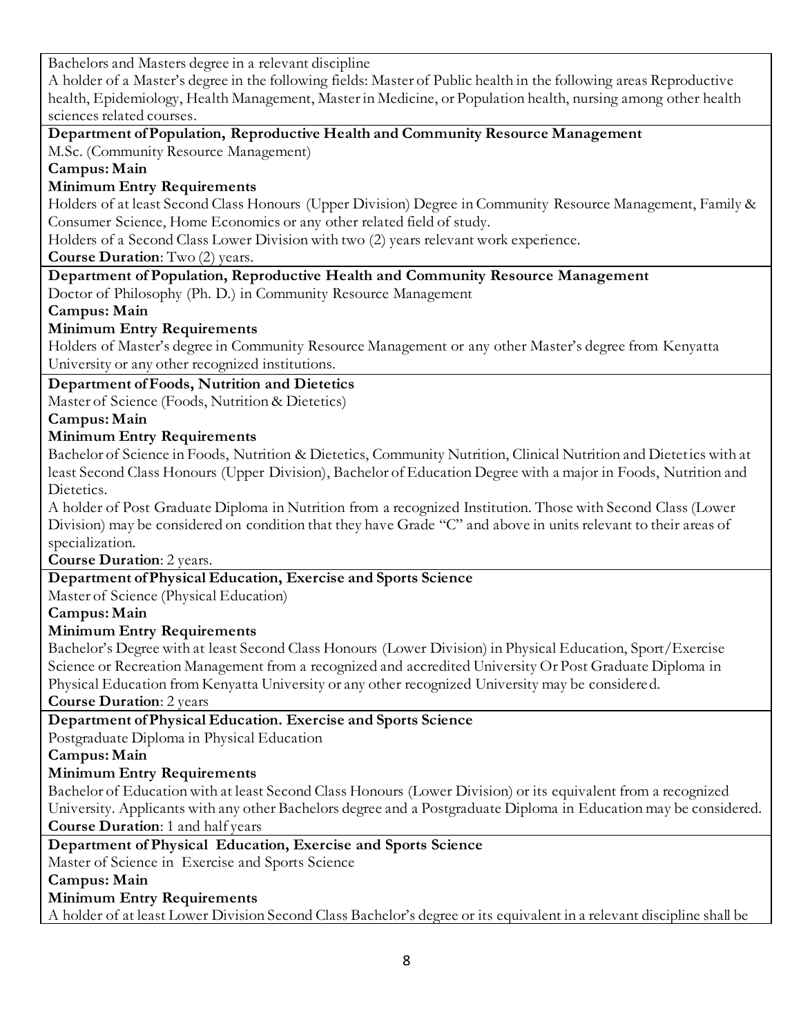Bachelors and Masters degree in a relevant discipline

A holder of a Master's degree in the following fields: Master of Public health in the following areas Reproductive health, Epidemiology, Health Management, Master in Medicine, or Population health, nursing among other health sciences related courses.

**Department of Population, Reproductive Health and Community Resource Management**

M.Sc. (Community Resource Management)

**Campus: Main**

**Minimum Entry Requirements**

Holders of at least Second Class Honours (Upper Division) Degree in Community Resource Management, Family & Consumer Science, Home Economics or any other related field of study.

Holders of a Second Class Lower Division with two (2) years relevant work experience.

**Course Duration**: Two (2) years.

**Department of Population, Reproductive Health and Community Resource Management**

Doctor of Philosophy (Ph. D.) in Community Resource Management

**Campus: Main**

**Minimum Entry Requirements**

Holders of Master's degree in Community Resource Management or any other Master's degree from Kenyatta University or any other recognized institutions.

**Department of Foods, Nutrition and Dietetics**

Master of Science (Foods, Nutrition & Dietetics)

**Campus: Main**

**Minimum Entry Requirements**

Bachelor of Science in Foods, Nutrition & Dietetics, Community Nutrition, Clinical Nutrition and Dietetics with at least Second Class Honours (Upper Division), Bachelor of Education Degree with a major in Foods, Nutrition and Dietetics.

A holder of Post Graduate Diploma in Nutrition from a recognized Institution. Those with Second Class (Lower Division) may be considered on condition that they have Grade "C" and above in units relevant to their areas of specialization.

**Course Duration**: 2 years.

**Department of Physical Education, Exercise and Sports Science**

Master of Science (Physical Education)

**Campus: Main**

**Minimum Entry Requirements**

Bachelor's Degree with at least Second Class Honours (Lower Division) in Physical Education, Sport/Exercise Science or Recreation Management from a recognized and accredited University Or Post Graduate Diploma in Physical Education from Kenyatta University or any other recognized University may be considered.

**Course Duration**: 2 years

**Department of Physical Education. Exercise and Sports Science**

Postgraduate Diploma in Physical Education

**Campus: Main**

**Minimum Entry Requirements**

Bachelor of Education with at least Second Class Honours (Lower Division) or its equivalent from a recognized University. Applicants with any other Bachelors degree and a Postgraduate Diploma in Education may be considered.

**Course Duration**: 1 and half years

**Department of Physical Education, Exercise and Sports Science**

Master of Science in Exercise and Sports Science

**Campus: Main**

**Minimum Entry Requirements**

A holder of at least Lower Division Second Class Bachelor's degree or its equivalent in a relevant discipline shall be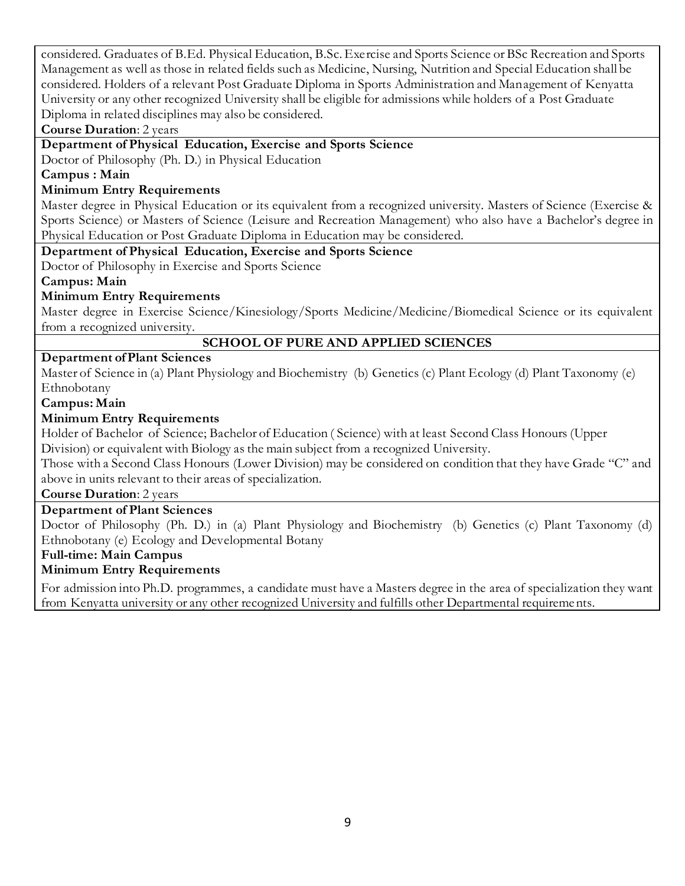considered. Graduates of B.Ed. Physical Education, B.Sc. Exercise and Sports Science or BSc Recreation and Sports Management as well as those in related fields such as Medicine, Nursing, Nutrition and Special Education shall be considered. Holders of a relevant Post Graduate Diploma in Sports Administration and Management of Kenyatta University or any other recognized University shall be eligible for admissions while holders of a Post Graduate Diploma in related disciplines may also be considered.

**Course Duration**: 2 years

**Department of Physical Education, Exercise and Sports Science**

Doctor of Philosophy (Ph. D.) in Physical Education

**Campus : Main**

**Minimum Entry Requirements**

Master degree in Physical Education or its equivalent from a recognized university. Masters of Science (Exercise & Sports Science) or Masters of Science (Leisure and Recreation Management) who also have a Bachelor's degree in Physical Education or Post Graduate Diploma in Education may be considered.

**Department of Physical Education, Exercise and Sports Science**

Doctor of Philosophy in Exercise and Sports Science

**Campus: Main**

**Minimum Entry Requirements**

Master degree in Exercise Science/Kinesiology/Sports Medicine/Medicine/Biomedical Science or its equivalent from a recognized university.

## SCHOOL OF PURE AND APPLIED SCIENCES

**Department of Plant Sciences**

Master of Science in (a) Plant Physiology and Biochemistry (b) Genetics (c) Plant Ecology (d) Plant Taxonomy (e) Ethnobotany

**Campus: Main**

**Minimum Entry Requirements**

Holder of Bachelor of Science; Bachelor of Education ( Science) with at least Second Class Honours (Upper Division) or equivalent with Biology as the main subject from a recognized University.

Those with a Second Class Honours (Lower Division) may be considered on condition that they have Grade "C" and above in units relevant to their areas of specialization.

**Course Duration**: 2 years

**Department of Plant Sciences**

Doctor of Philosophy (Ph. D.) in (a) Plant Physiology and Biochemistry (b) Genetics (c) Plant Taxonomy (d) Ethnobotany (e) Ecology and Developmental Botany

**Full-time: Main Campus**

**Minimum Entry Requirements**

For admission into Ph.D. programmes, a candidate must have a Masters degree in the area of specialization they want from Kenyatta university or any other recognized University and fulfills other Departmental requirements.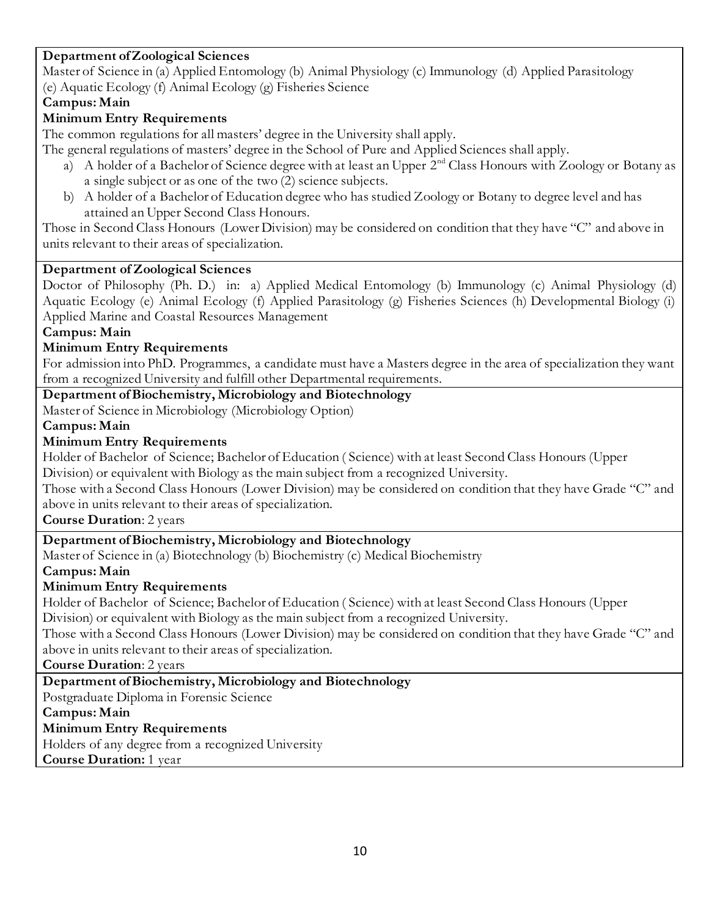**Department of Zoological Sciences**

Master of Science in (a) Applied Entomology (b) Animal Physiology (c) Immunology (d) Applied Parasitology (e) Aquatic Ecology (f) Animal Ecology (g) Fisheries Science

**Campus: Main**

**Minimum Entry Requirements**

The common regulations for all masters' degree in the University shall apply.

The general regulations of masters' degree in the School of Pure and Applied Sciences shall apply.

a) A holder of a Bachelor of Science degree with at least an Upper 2nd Class Honours with Zoology or Botany as a single subject or as one of the two (2) science subjects.
b) A holder of a Bachelor of Education degree who has studied Zoology or Botany to degree level and has attained an Upper Second Class Honours.

Those in Second Class Honours (Lower Division) may be considered on condition that they have "C" and above in units relevant to their areas of specialization.

**Department of Zoological Sciences**

Doctor of Philosophy (Ph. D.) in: a) Applied Medical Entomology (b) Immunology (c) Animal Physiology (d) Aquatic Ecology (e) Animal Ecology (f) Applied Parasitology (g) Fisheries Sciences (h) Developmental Biology (i) Applied Marine and Coastal Resources Management

**Campus: Main**

**Minimum Entry Requirements**

For admission into PhD. Programmes, a candidate must have a Masters degree in the area of specialization they want from a recognized University and fulfill other Departmental requirements.

**Department of Biochemistry, Microbiology and Biotechnology**

Master of Science in Microbiology (Microbiology Option)

**Campus: Main**

**Minimum Entry Requirements**

Holder of Bachelor of Science; Bachelor of Education ( Science) with at least Second Class Honours (Upper Division) or equivalent with Biology as the main subject from a recognized University.

Those with a Second Class Honours (Lower Division) may be considered on condition that they have Grade "C" and above in units relevant to their areas of specialization.

**Course Duration**: 2 years

**Department of Biochemistry, Microbiology and Biotechnology**

Master of Science in (a) Biotechnology (b) Biochemistry (c) Medical Biochemistry

**Campus: Main**

**Minimum Entry Requirements**

Holder of Bachelor of Science; Bachelor of Education ( Science) with at least Second Class Honours (Upper Division) or equivalent with Biology as the main subject from a recognized University.

Those with a Second Class Honours (Lower Division) may be considered on condition that they have Grade "C" and above in units relevant to their areas of specialization.

**Course Duration**: 2 years

**Department of Biochemistry, Microbiology and Biotechnology**

Postgraduate Diploma in Forensic Science

**Campus: Main**

**Minimum Entry Requirements**

Holders of any degree from a recognized University

**Course Duration:** 1 year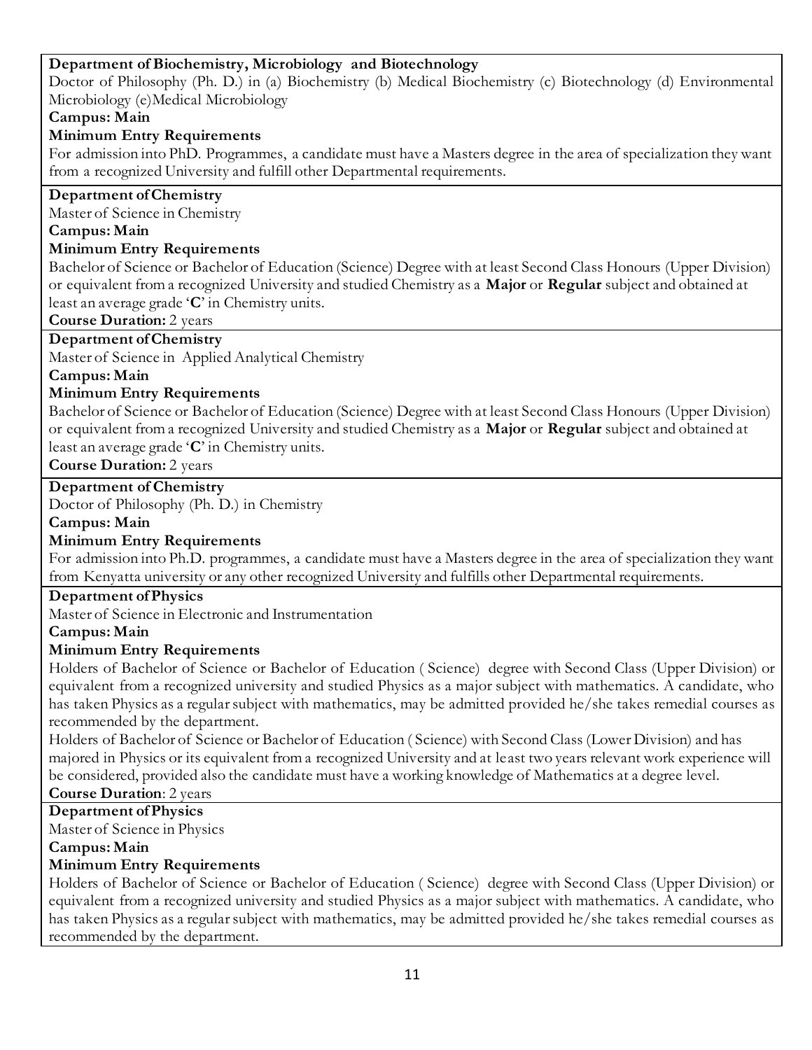**Department of Biochemistry, Microbiology and Biotechnology**

Doctor of Philosophy (Ph. D.) in (a) Biochemistry (b) Medical Biochemistry (c) Biotechnology (d) Environmental Microbiology (e)Medical Microbiology

**Campus: Main**

**Minimum Entry Requirements**

For admission into PhD. Programmes, a candidate must have a Masters degree in the area of specialization they want from a recognized University and fulfill other Departmental requirements.

---

**Department of Chemistry**

Master of Science in Chemistry

**Campus: Main**

**Minimum Entry Requirements**

Bachelor of Science or Bachelor of Education (Science) Degree with at least Second Class Honours (Upper Division) or equivalent from a recognized University and studied Chemistry as a **Major** or **Regular** subject and obtained at least an average grade '**C**' in Chemistry units.

**Course Duration:** 2 years

---

**Department of Chemistry**

Master of Science in Applied Analytical Chemistry

**Campus: Main**

**Minimum Entry Requirements**

Bachelor of Science or Bachelor of Education (Science) Degree with at least Second Class Honours (Upper Division) or equivalent from a recognized University and studied Chemistry as a **Major** or **Regular** subject and obtained at least an average grade '**C**' in Chemistry units.

**Course Duration:** 2 years

---

**Department of Chemistry**

Doctor of Philosophy (Ph. D.) in Chemistry

**Campus: Main**

**Minimum Entry Requirements**

For admission into Ph.D. programmes, a candidate must have a Masters degree in the area of specialization they want from Kenyatta university or any other recognized University and fulfills other Departmental requirements.

---

**Department of Physics**

Master of Science in Electronic and Instrumentation

**Campus: Main**

**Minimum Entry Requirements**

Holders of Bachelor of Science or Bachelor of Education ( Science) degree with Second Class (Upper Division) or equivalent from a recognized university and studied Physics as a major subject with mathematics. A candidate, who has taken Physics as a regular subject with mathematics, may be admitted provided he/she takes remedial courses as recommended by the department.

Holders of Bachelor of Science or Bachelor of Education ( Science) with Second Class (Lower Division) and has majored in Physics or its equivalent from a recognized University and at least two years relevant work experience will be considered, provided also the candidate must have a working knowledge of Mathematics at a degree level.

**Course Duration**: 2 years

---

**Department of Physics**

Master of Science in Physics

**Campus: Main**

**Minimum Entry Requirements**

Holders of Bachelor of Science or Bachelor of Education ( Science) degree with Second Class (Upper Division) or equivalent from a recognized university and studied Physics as a major subject with mathematics. A candidate, who has taken Physics as a regular subject with mathematics, may be admitted provided he/she takes remedial courses as recommended by the department.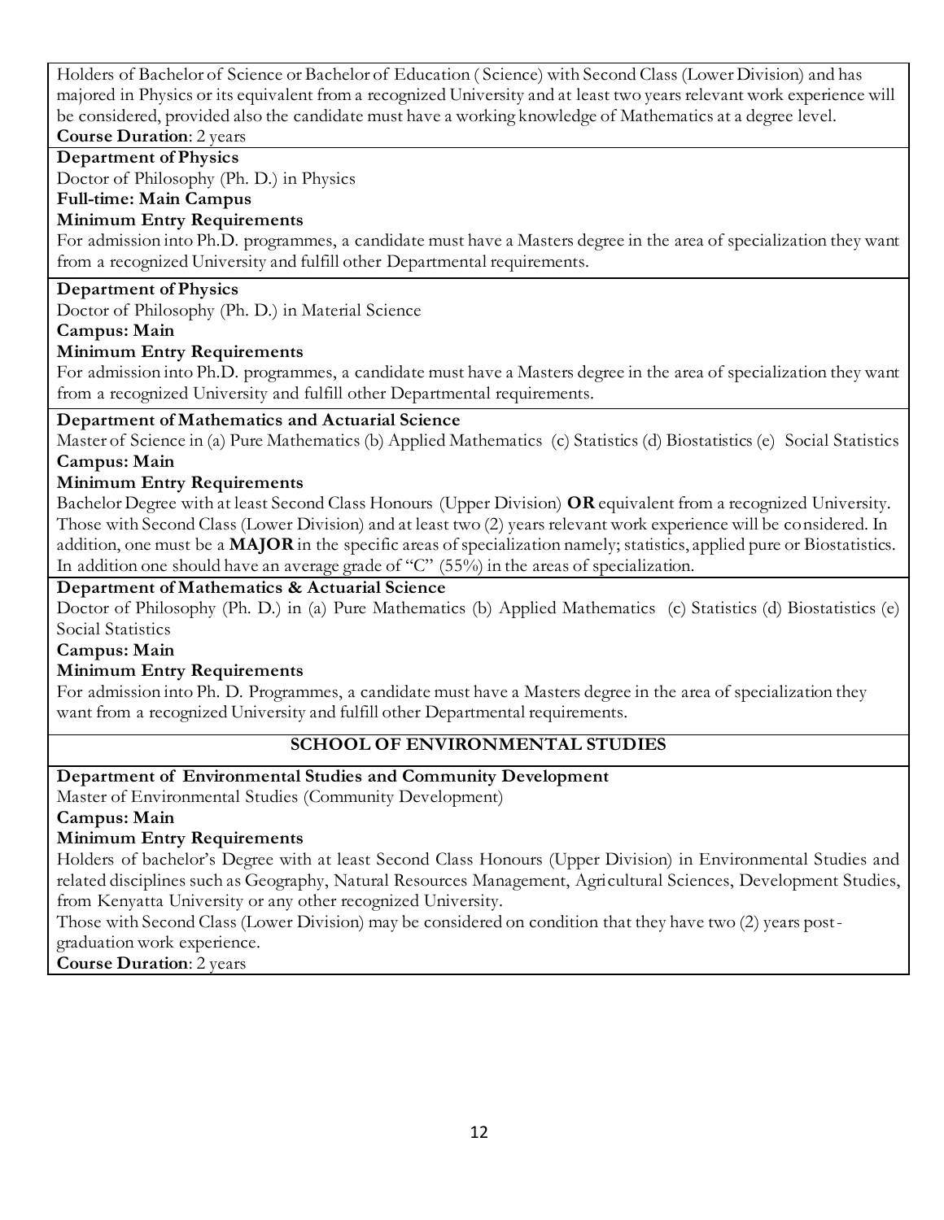Holders of Bachelor of Science or Bachelor of Education ( Science) with Second Class (Lower Division) and has majored in Physics or its equivalent from a recognized University and at least two years relevant work experience will be considered, provided also the candidate must have a working knowledge of Mathematics at a degree level.

**Course Duration**: 2 years

**Department of Physics**

Doctor of Philosophy (Ph. D.) in Physics

**Full-time: Main Campus**

**Minimum Entry Requirements**

For admission into Ph.D. programmes, a candidate must have a Masters degree in the area of specialization they want from a recognized University and fulfill other Departmental requirements.

**Department of Physics**

Doctor of Philosophy (Ph. D.) in Material Science

**Campus: Main**

**Minimum Entry Requirements**

For admission into Ph.D. programmes, a candidate must have a Masters degree in the area of specialization they want from a recognized University and fulfill other Departmental requirements.

**Department of Mathematics and Actuarial Science**

Master of Science in (a) Pure Mathematics (b) Applied Mathematics (c) Statistics (d) Biostatistics (e) Social Statistics

**Campus: Main**

**Minimum Entry Requirements**

Bachelor Degree with at least Second Class Honours (Upper Division) **OR** equivalent from a recognized University. Those with Second Class (Lower Division) and at least two (2) years relevant work experience will be considered. In addition, one must be a **MAJOR** in the specific areas of specialization namely; statistics, applied pure or Biostatistics. In addition one should have an average grade of "C" (55%) in the areas of specialization.

**Department of Mathematics & Actuarial Science**

Doctor of Philosophy (Ph. D.) in (a) Pure Mathematics (b) Applied Mathematics (c) Statistics (d) Biostatistics (e) Social Statistics

**Campus: Main**

**Minimum Entry Requirements**

For admission into Ph. D. Programmes, a candidate must have a Masters degree in the area of specialization they want from a recognized University and fulfill other Departmental requirements.

## SCHOOL OF ENVIRONMENTAL STUDIES

**Department of Environmental Studies and Community Development**

Master of Environmental Studies (Community Development)

**Campus: Main**

**Minimum Entry Requirements**

Holders of bachelor's Degree with at least Second Class Honours (Upper Division) in Environmental Studies and related disciplines such as Geography, Natural Resources Management, Agricultural Sciences, Development Studies, from Kenyatta University or any other recognized University.

Those with Second Class (Lower Division) may be considered on condition that they have two (2) years post-graduation work experience.

**Course Duration**: 2 years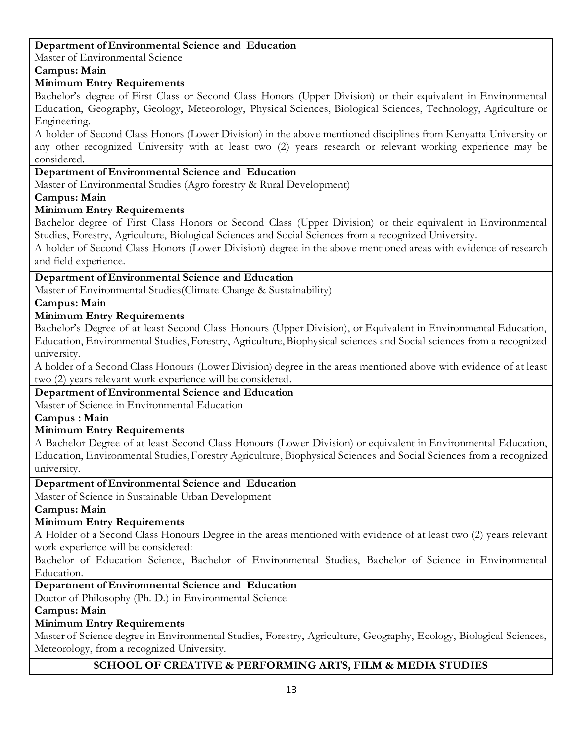**Department of Environmental Science and Education**

Master of Environmental Science

**Campus: Main**

**Minimum Entry Requirements**

Bachelor's degree of First Class or Second Class Honors (Upper Division) or their equivalent in Environmental Education, Geography, Geology, Meteorology, Physical Sciences, Biological Sciences, Technology, Agriculture or Engineering.

A holder of Second Class Honors (Lower Division) in the above mentioned disciplines from Kenyatta University or any other recognized University with at least two (2) years research or relevant working experience may be considered.

**Department of Environmental Science and Education**

Master of Environmental Studies (Agro forestry & Rural Development)

**Campus: Main**

**Minimum Entry Requirements**

Bachelor degree of First Class Honors or Second Class (Upper Division) or their equivalent in Environmental Studies, Forestry, Agriculture, Biological Sciences and Social Sciences from a recognized University.

A holder of Second Class Honors (Lower Division) degree in the above mentioned areas with evidence of research and field experience.

**Department of Environmental Science and Education**

Master of Environmental Studies(Climate Change & Sustainability)

**Campus: Main**

**Minimum Entry Requirements**

Bachelor's Degree of at least Second Class Honours (Upper Division), or Equivalent in Environmental Education, Education, Environmental Studies, Forestry, Agriculture, Biophysical sciences and Social sciences from a recognized university.

A holder of a Second Class Honours (Lower Division) degree in the areas mentioned above with evidence of at least two (2) years relevant work experience will be considered.

**Department of Environmental Science and Education**

Master of Science in Environmental Education

**Campus : Main**

**Minimum Entry Requirements**

A Bachelor Degree of at least Second Class Honours (Lower Division) or equivalent in Environmental Education, Education, Environmental Studies, Forestry Agriculture, Biophysical Sciences and Social Sciences from a recognized university.

**Department of Environmental Science and Education**

Master of Science in Sustainable Urban Development

**Campus: Main**

**Minimum Entry Requirements**

A Holder of a Second Class Honours Degree in the areas mentioned with evidence of at least two (2) years relevant work experience will be considered:

Bachelor of Education Science, Bachelor of Environmental Studies, Bachelor of Science in Environmental Education.

**Department of Environmental Science and Education**

Doctor of Philosophy (Ph. D.) in Environmental Science

**Campus: Main**

**Minimum Entry Requirements**

Master of Science degree in Environmental Studies, Forestry, Agriculture, Geography, Ecology, Biological Sciences, Meteorology, from a recognized University.

## SCHOOL OF CREATIVE & PERFORMING ARTS, FILM & MEDIA STUDIES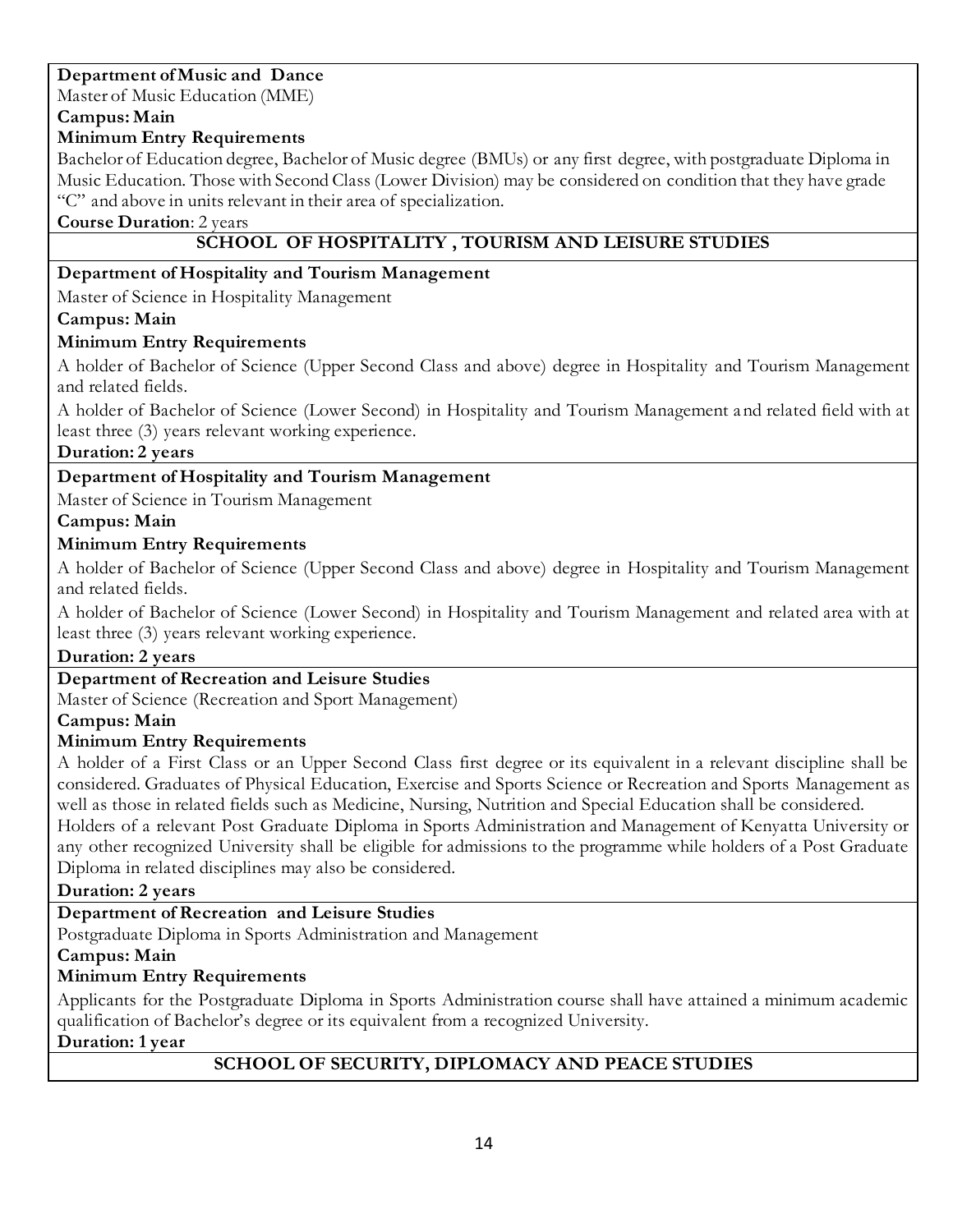**Department of Music and Dance**

Master of Music Education (MME)

**Campus: Main**

**Minimum Entry Requirements**

Bachelor of Education degree, Bachelor of Music degree (BMUs) or any first degree, with postgraduate Diploma in Music Education. Those with Second Class (Lower Division) may be considered on condition that they have grade "C" and above in units relevant in their area of specialization.

**Course Duration**: 2 years

## SCHOOL OF HOSPITALITY , TOURISM AND LEISURE STUDIES

**Department of Hospitality and Tourism Management**

Master of Science in Hospitality Management

**Campus: Main**

**Minimum Entry Requirements**

A holder of Bachelor of Science (Upper Second Class and above) degree in Hospitality and Tourism Management and related fields.

A holder of Bachelor of Science (Lower Second) in Hospitality and Tourism Management and related field with at least three (3) years relevant working experience.

**Duration: 2 years**

**Department of Hospitality and Tourism Management**

Master of Science in Tourism Management

**Campus: Main**

**Minimum Entry Requirements**

A holder of Bachelor of Science (Upper Second Class and above) degree in Hospitality and Tourism Management and related fields.

A holder of Bachelor of Science (Lower Second) in Hospitality and Tourism Management and related area with at least three (3) years relevant working experience.

**Duration: 2 years**

**Department of Recreation and Leisure Studies**

Master of Science (Recreation and Sport Management)

**Campus: Main**

**Minimum Entry Requirements**

A holder of a First Class or an Upper Second Class first degree or its equivalent in a relevant discipline shall be considered. Graduates of Physical Education, Exercise and Sports Science or Recreation and Sports Management as well as those in related fields such as Medicine, Nursing, Nutrition and Special Education shall be considered.

Holders of a relevant Post Graduate Diploma in Sports Administration and Management of Kenyatta University or any other recognized University shall be eligible for admissions to the programme while holders of a Post Graduate Diploma in related disciplines may also be considered.

**Duration: 2 years**

**Department of Recreation and Leisure Studies**

Postgraduate Diploma in Sports Administration and Management

**Campus: Main**

**Minimum Entry Requirements**

Applicants for the Postgraduate Diploma in Sports Administration course shall have attained a minimum academic qualification of Bachelor's degree or its equivalent from a recognized University.

**Duration: 1 year**

## SCHOOL OF SECURITY, DIPLOMACY AND PEACE STUDIES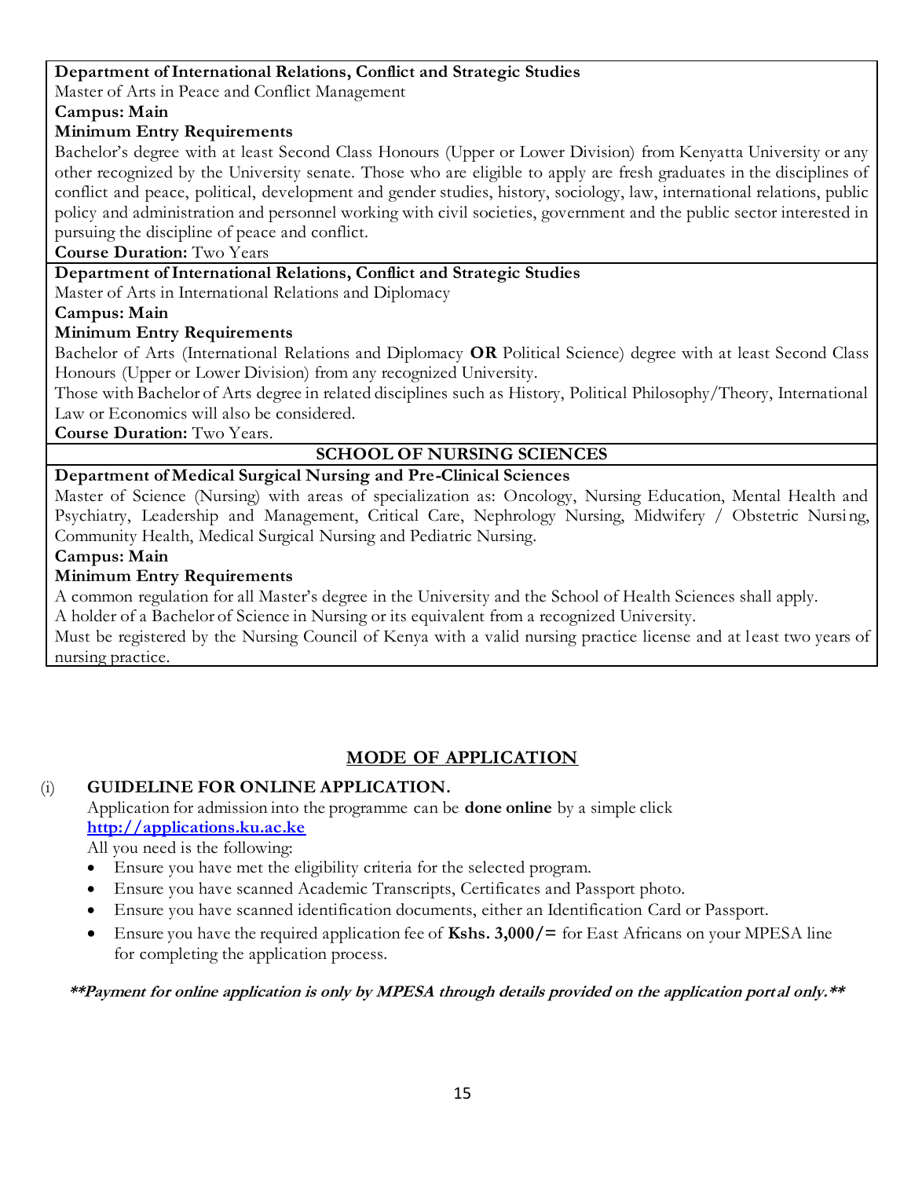**Department of International Relations, Conflict and Strategic Studies**

Master of Arts in Peace and Conflict Management

**Campus: Main**

**Minimum Entry Requirements**

Bachelor's degree with at least Second Class Honours (Upper or Lower Division) from Kenyatta University or any other recognized by the University senate. Those who are eligible to apply are fresh graduates in the disciplines of conflict and peace, political, development and gender studies, history, sociology, law, international relations, public policy and administration and personnel working with civil societies, government and the public sector interested in pursuing the discipline of peace and conflict.

**Course Duration:** Two Years

**Department of International Relations, Conflict and Strategic Studies**

Master of Arts in International Relations and Diplomacy

**Campus: Main**

**Minimum Entry Requirements**

Bachelor of Arts (International Relations and Diplomacy **OR** Political Science) degree with at least Second Class Honours (Upper or Lower Division) from any recognized University.

Those with Bachelor of Arts degree in related disciplines such as History, Political Philosophy/Theory, International Law or Economics will also be considered.

**Course Duration:** Two Years.

## SCHOOL OF NURSING SCIENCES

**Department of Medical Surgical Nursing and Pre-Clinical Sciences**

Master of Science (Nursing) with areas of specialization as: Oncology, Nursing Education, Mental Health and Psychiatry, Leadership and Management, Critical Care, Nephrology Nursing, Midwifery / Obstetric Nursing, Community Health, Medical Surgical Nursing and Pediatric Nursing.

**Campus: Main**

**Minimum Entry Requirements**

A common regulation for all Master's degree in the University and the School of Health Sciences shall apply.

A holder of a Bachelor of Science in Nursing or its equivalent from a recognized University.

Must be registered by the Nursing Council of Kenya with a valid nursing practice license and at least two years of nursing practice.

## MODE OF APPLICATION

(i) **GUIDELINE FOR ONLINE APPLICATION.**

Application for admission into the programme can be **done online** by a simple click **http://applications.ku.ac.ke**

All you need is the following:

- Ensure you have met the eligibility criteria for the selected program.
- Ensure you have scanned Academic Transcripts, Certificates and Passport photo.
- Ensure you have scanned identification documents, either an Identification Card or Passport.
- Ensure you have the required application fee of **Kshs. 3,000/=** for East Africans on your MPESA line for completing the application process.

***\*\*Payment for online application is only by MPESA through details provided on the application portal only.\*\****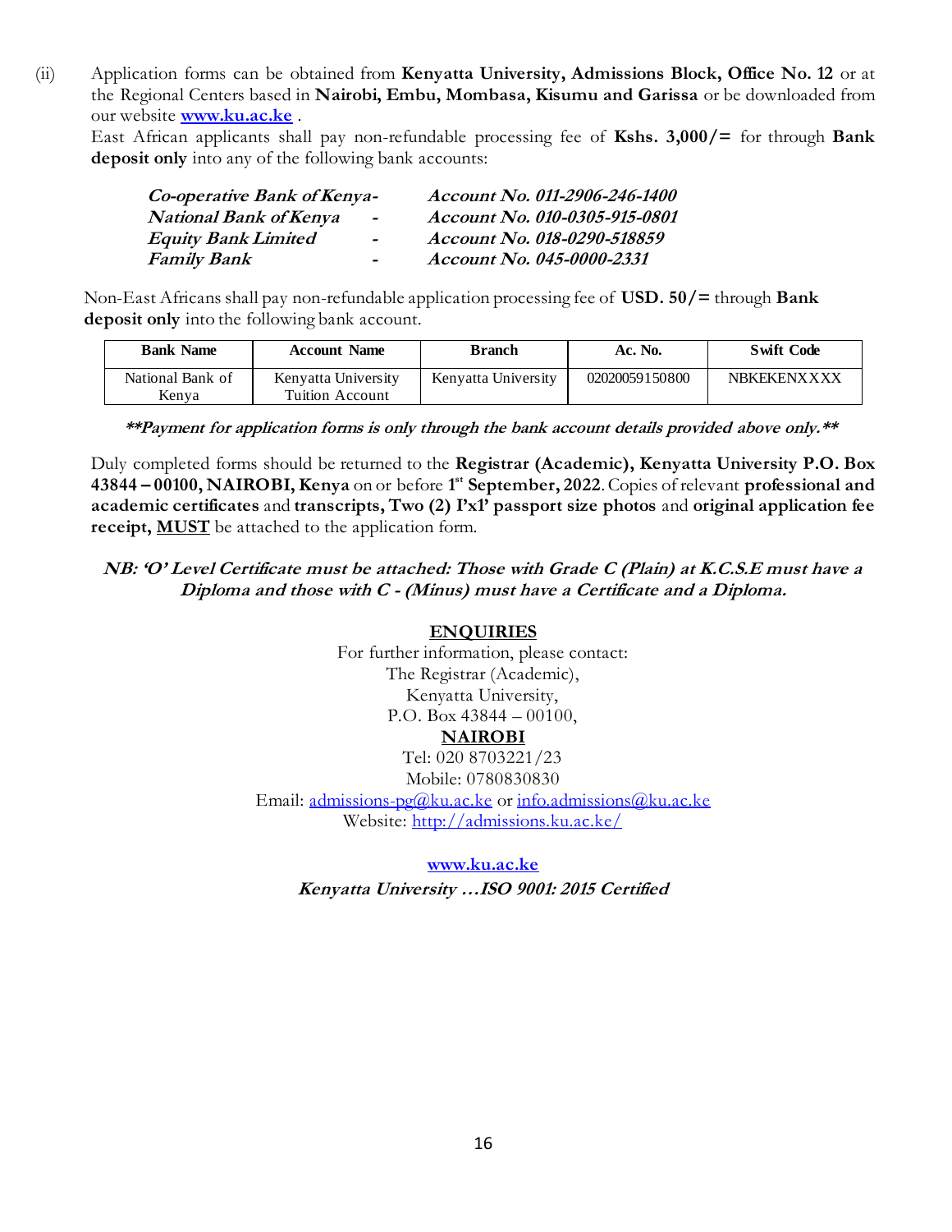(ii) Application forms can be obtained from **Kenyatta University, Admissions Block, Office No. 12** or at the Regional Centers based in **Nairobi, Embu, Mombasa, Kisumu and Garissa** or be downloaded from our website **[www.ku.ac.ke](http://www.ku.ac.ke)** .

East African applicants shall pay non-refundable processing fee of **Kshs. 3,000/=** for through **Bank deposit only** into any of the following bank accounts:

| | |
|---|---|
| ***Co-operative Bank of Kenya-*** | ***Account No. 011-2906-246-1400*** |
| ***National Bank of Kenya -*** | ***Account No. 010-0305-915-0801*** |
| ***Equity Bank Limited -*** | ***Account No. 018-0290-518859*** |
| ***Family Bank -*** | ***Account No. 045-0000-2331*** |

Non-East Africans shall pay non-refundable application processing fee of **USD. 50/=** through **Bank deposit only** into the following bank account.

| Bank Name | Account Name | Branch | Ac. No. | Swift Code |
|---|---|---|---|---|
| National Bank of Kenya | Kenyatta University Tuition Account | Kenyatta University | 02020059150800 | NBKEKENXXXX |

***\*\*Payment for application forms is only through the bank account details provided above only.\*\****

Duly completed forms should be returned to the **Registrar (Academic), Kenyatta University P.O. Box 43844 – 00100, NAIROBI, Kenya** on or before **1st September, 2022**. Copies of relevant **professional and academic certificates** and **transcripts, Two (2) 1'x1' passport size photos** and **original application fee receipt, <u>MUST</u>** be attached to the application form.

***NB: 'O' Level Certificate must be attached: Those with Grade C (Plain) at K.C.S.E must have a Diploma and those with C - (Minus) must have a Certificate and a Diploma.***

**<u>ENQUIRIES</u>**

For further information, please contact:
The Registrar (Academic),
Kenyatta University,
P.O. Box 43844 – 00100,
**<u>NAIROBI</u>**
Tel: 020 8703221/23
Mobile: 0780830830
Email: [admissions-pg@ku.ac.ke](mailto:admissions-pg@ku.ac.ke) or [info.admissions@ku.ac.ke](mailto:info.admissions@ku.ac.ke)
Website: [http://admissions.ku.ac.ke/](http://admissions.ku.ac.ke/)

**[www.ku.ac.ke](http://www.ku.ac.ke)**

***Kenyatta University …ISO 9001: 2015 Certified***